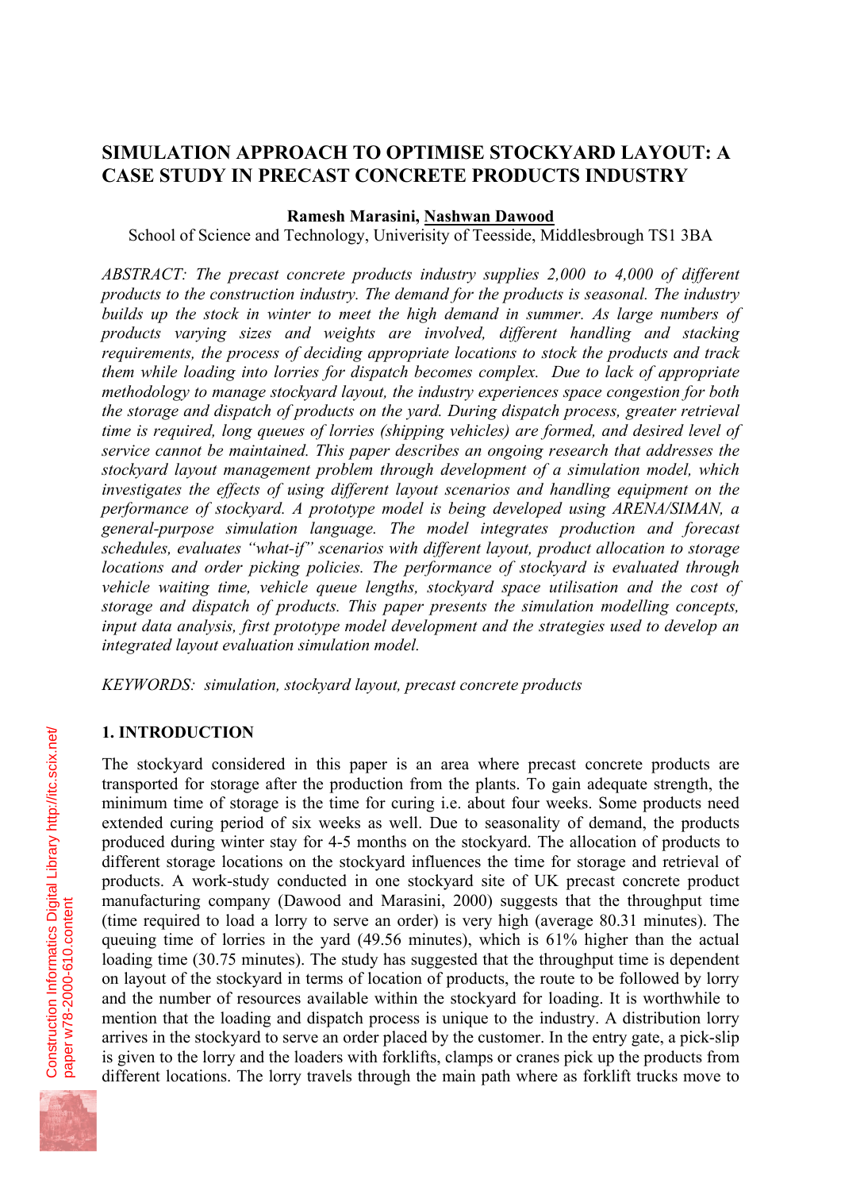# SIMULATION APPROACH TO OPTIMISE STOCKYARD LAYOUT: A CASE STUDY IN PRECAST CONCRETE PRODUCTS INDUSTRY

**Ramesh Marasini, Nashwan Dawood**

School of Science and Technology, Univeristy of Teesside, Middlesbrough TS1 3BA

*ABSTRACT: The precast concrete products industry supplies 2,000 to 4,000 of different products to the construction industry. The demand for the products is seasonal. The industry builds up the stock in winter to meet the high demand in summer. As large numbers of products varying sizes and weights are involved, different handling and stacking requirements, the process of deciding appropriate locations to stock the products and track them while loading into lorries for dispatch becomes complex. Due to lack of appropriate methodology to manage stockyard layout, the industry experiences space congestion for both the storage and dispatch of products on the yard. During dispatch process, greater retrieval time is required, long queues of lorries (shipping vehicles) are formed, and desired level of service cannot be maintained. This paper describes an ongoing research that addresses the stockyard layout management problem through development of a simulation model, which investigates the effects of using different layout scenarios and handling equipment on the performance of stockyard. A prototype model is being developed using ARENA/SIMAN, a general-purpose simulation language. The model integrates production and forecast schedules, evaluates "what-if" scenarios with different layout, product allocation to storage locations and order picking policies. The performance of stockyard is evaluated through vehicle waiting time, vehicle queue lengths, stockyard space utilisation and the cost of storage and dispatch of products. This paper presents the simulation modelling concepts, input data analysis, first prototype model development and the strategies used to develop an integrated layout evaluation simulation model.*

*KEYWORDS: simulation, stockyard layout, precast concrete products*

## 1. INTRODUCTION

The stockyard considered in this paper is an area where precast concrete products are transported for storage after the production from the plants. To gain adequate strength, the minimum time of storage is the time for curing i.e. about four weeks. Some products need extended curing period of six weeks as well. Due to seasonality of demand, the products produced during winter stay for 4-5 months on the stockyard. The allocation of products to different storage locations on the stockyard influences the time for storage and retrieval of products. A work-study conducted in one stockyard site of UK precast concrete product manufacturing company (Dawood and Marasini, 2000) suggests that the throughput time (time required to load a lorry to serve an order) is very high (average 80.31 minutes). The queuing time of lorries in the yard (49.56 minutes), which is 61% higher than the actual loading time (30.75 minutes). The study has suggested that the throughput time is dependent on layout of the stockyard in terms of location of products, the route to be followed by lorry and the number of resources available within the stockyard for loading. It is worthwhile to mention that the loading and dispatch process is unique to the industry. A distribution lorry arrives in the stockyard to serve an order placed by the customer. In the entry gate, a pick-slip is given to the lorry and the loaders with forklifts, clamps or cranes pick up the products from different locations. The lorry travels through the main path where as forklift trucks move to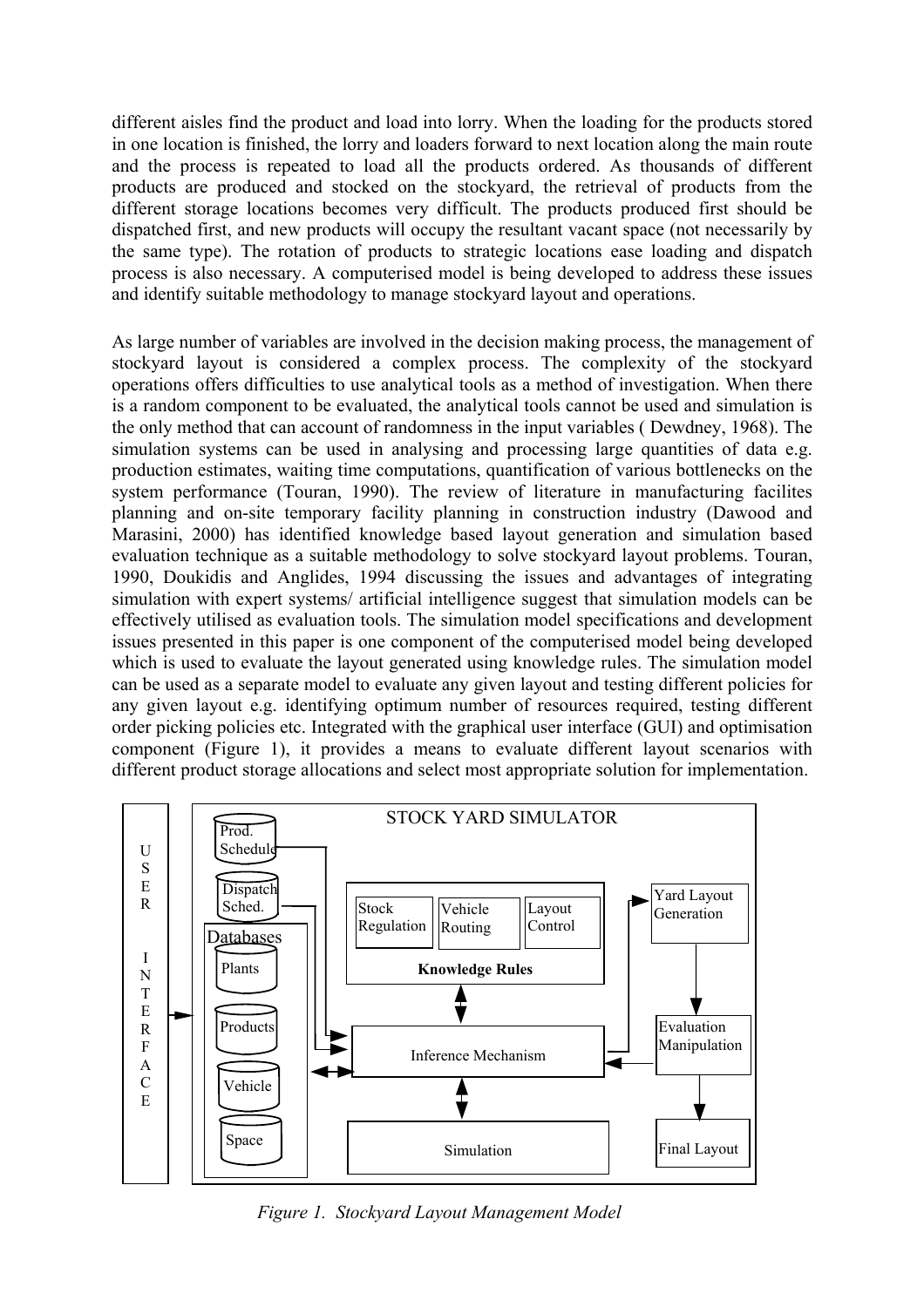different aisles find the product and load into lorry. When the loading for the products stored in one location is finished, the lorry and loaders forward to next location along the main route and the process is repeated to load all the products ordered. As thousands of different products are produced and stocked on the stockyard, the retrieval of products from the different storage locations becomes very difficult. The products produced first should be dispatched first, and new products will occupy the resultant vacant space (not necessarily by the same type). The rotation of products to strategic locations ease loading and dispatch process is also necessary. A computerised model is being developed to address these issues and identify suitable methodology to manage stockyard layout and operations.

As large number of variables are involved in the decision making process, the management of stockyard layout is considered a complex process. The complexity of the stockyard operations offers difficulties to use analytical tools as a method of investigation. When there is a random component to be evaluated, the analytical tools cannot be used and simulation is the only method that can account of randomness in the input variables ( Dewdney, 1968). The simulation systems can be used in analysing and processing large quantities of data e.g. production estimates, waiting time computations, quantification of various bottlenecks on the system performance (Touran, 1990). The review of literature in manufacturing facilites planning and on-site temporary facility planning in construction industry (Dawood and Marasini, 2000) has identified knowledge based layout generation and simulation based evaluation technique as a suitable methodology to solve stockyard layout problems. Touran, 1990, Doukidis and Anglides, 1994 discussing the issues and advantages of integrating simulation with expert systems/ artificial intelligence suggest that simulation models can be effectively utilised as evaluation tools. The simulation model specifications and development issues presented in this paper is one component of the computerised model being developed which is used to evaluate the layout generated using knowledge rules. The simulation model can be used as a separate model to evaluate any given layout and testing different policies for any given layout e.g. identifying optimum number of resources required, testing different order picking policies etc. Integrated with the graphical user interface (GUI) and optimisation component (Figure 1), it provides a means to evaluate different layout scenarios with different product storage allocations and select most appropriate solution for implementation.

USER INTERFACE

STOCK YARD SIMULATOR

Prod. Schedule

Dispatch Sched.

Databases: Plants, Products, Vehicle, Space

Knowledge Rules: Stock Regulation, Vehicle Routing, Layout Control

Inference Mechanism

Simulation

Yard Layout Generation

Evaluation Manipulation

Final Layout

*Figure 1. Stockyard Layout Management Model*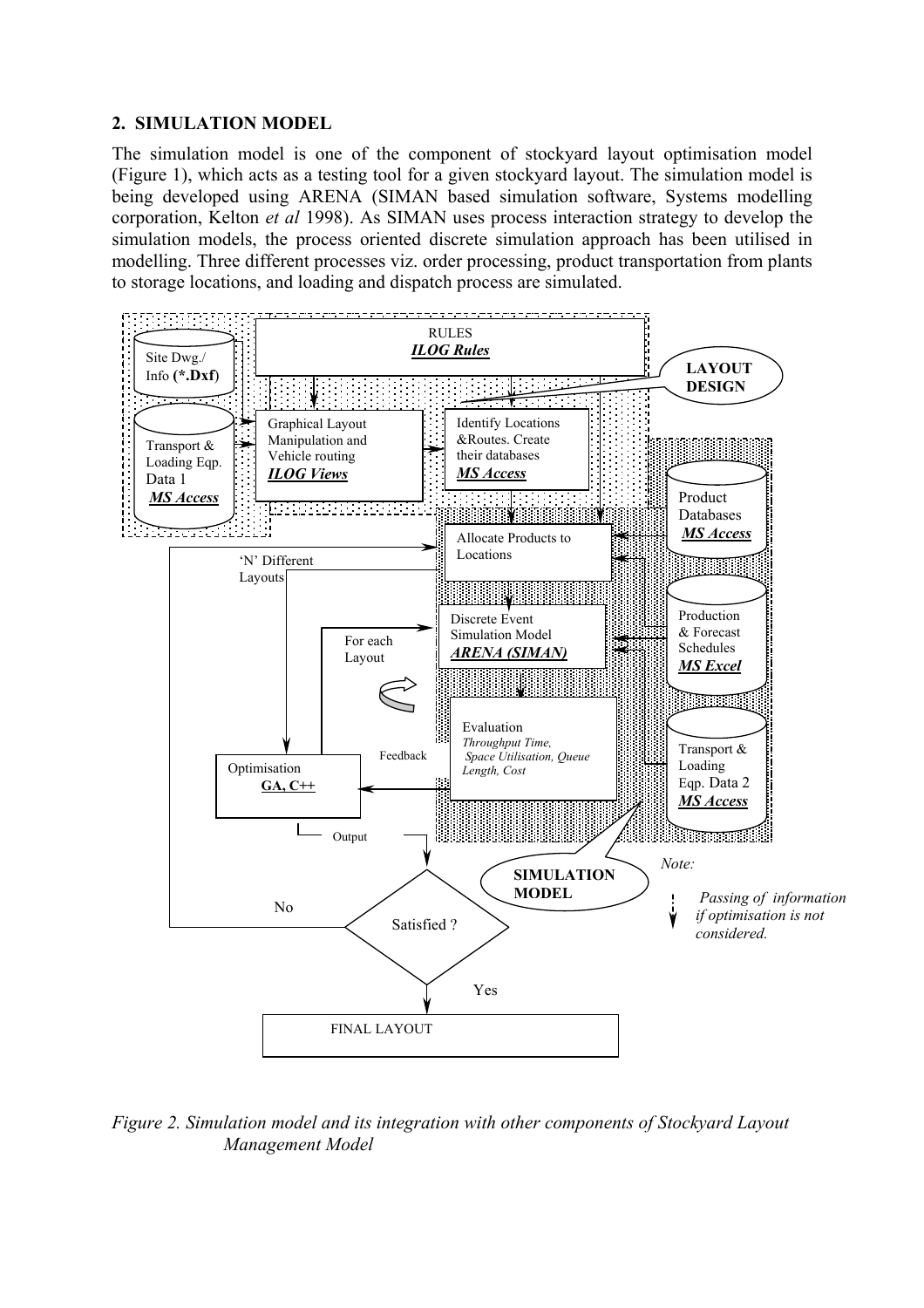## 2. SIMULATION MODEL

The simulation model is one of the component of stockyard layout optimisation model (Figure 1), which acts as a testing tool for a given stockyard layout. The simulation model is being developed using ARENA (SIMAN based simulation software, Systems modelling corporation, Kelton *et al* 1998). As SIMAN uses process interaction strategy to develop the simulation models, the process oriented discrete simulation approach has been utilised in modelling. Three different processes viz. order processing, product transportation from plants to storage locations, and loading and dispatch process are simulated.

*Figure 2. Simulation model and its integration with other components of Stockyard Layout Management Model*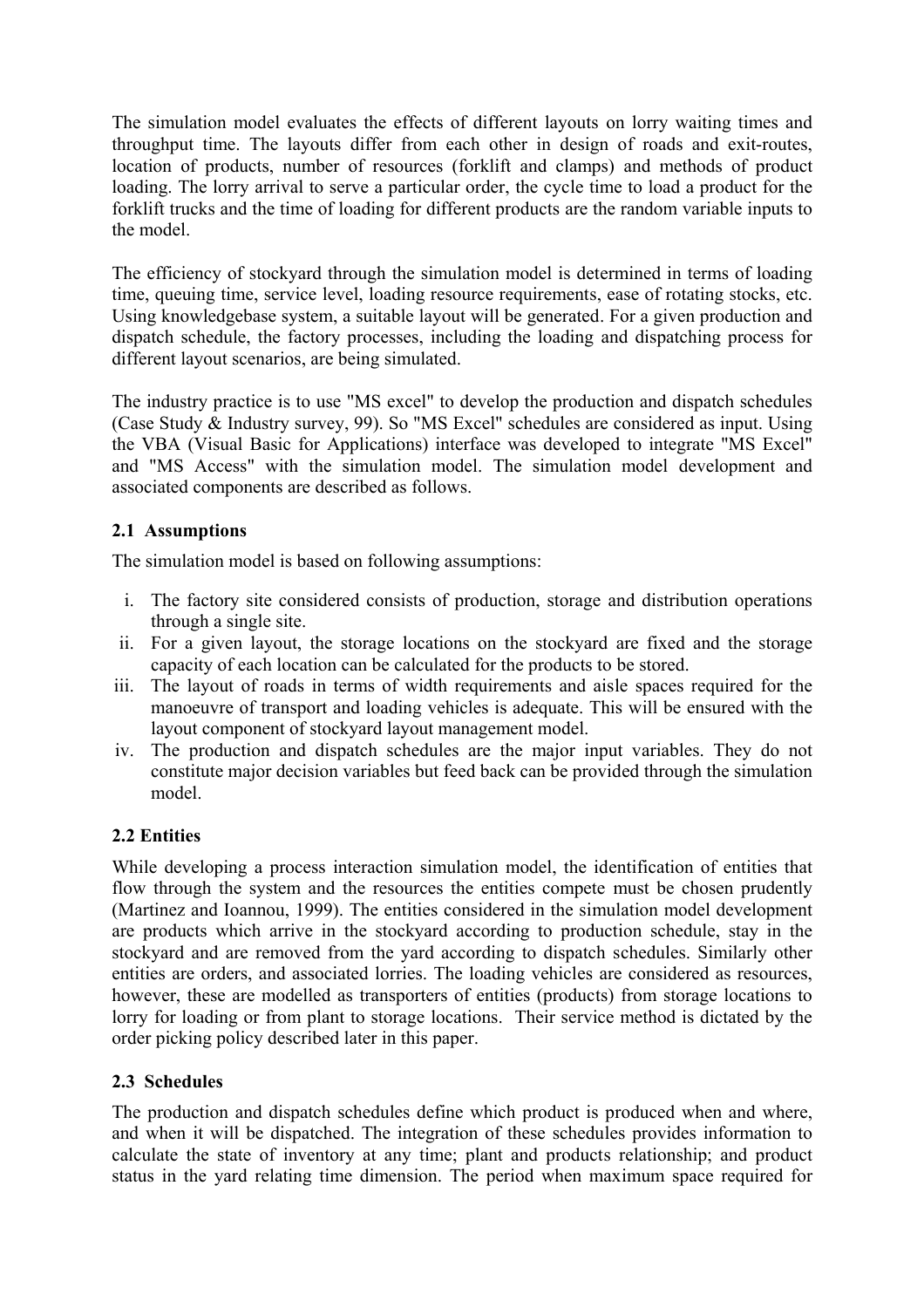The simulation model evaluates the effects of different layouts on lorry waiting times and throughput time. The layouts differ from each other in design of roads and exit-routes, location of products, number of resources (forklift and clamps) and methods of product loading. The lorry arrival to serve a particular order, the cycle time to load a product for the forklift trucks and the time of loading for different products are the random variable inputs to the model.

The efficiency of stockyard through the simulation model is determined in terms of loading time, queuing time, service level, loading resource requirements, ease of rotating stocks, etc. Using knowledgebase system, a suitable layout will be generated. For a given production and dispatch schedule, the factory processes, including the loading and dispatching process for different layout scenarios, are being simulated.

The industry practice is to use "MS excel" to develop the production and dispatch schedules (Case Study & Industry survey, 99). So "MS Excel" schedules are considered as input. Using the VBA (Visual Basic for Applications) interface was developed to integrate "MS Excel" and "MS Access" with the simulation model. The simulation model development and associated components are described as follows.

### 2.1 Assumptions

The simulation model is based on following assumptions:

i. The factory site considered consists of production, storage and distribution operations through a single site.
ii. For a given layout, the storage locations on the stockyard are fixed and the storage capacity of each location can be calculated for the products to be stored.
iii. The layout of roads in terms of width requirements and aisle spaces required for the manoeuvre of transport and loading vehicles is adequate. This will be ensured with the layout component of stockyard layout management model.
iv. The production and dispatch schedules are the major input variables. They do not constitute major decision variables but feed back can be provided through the simulation model.

### 2.2 Entities

While developing a process interaction simulation model, the identification of entities that flow through the system and the resources the entities compete must be chosen prudently (Martinez and Ioannou, 1999). The entities considered in the simulation model development are products which arrive in the stockyard according to production schedule, stay in the stockyard and are removed from the yard according to dispatch schedules. Similarly other entities are orders, and associated lorries. The loading vehicles are considered as resources, however, these are modelled as transporters of entities (products) from storage locations to lorry for loading or from plant to storage locations. Their service method is dictated by the order picking policy described later in this paper.

### 2.3 Schedules

The production and dispatch schedules define which product is produced when and where, and when it will be dispatched. The integration of these schedules provides information to calculate the state of inventory at any time; plant and products relationship; and product status in the yard relating time dimension. The period when maximum space required for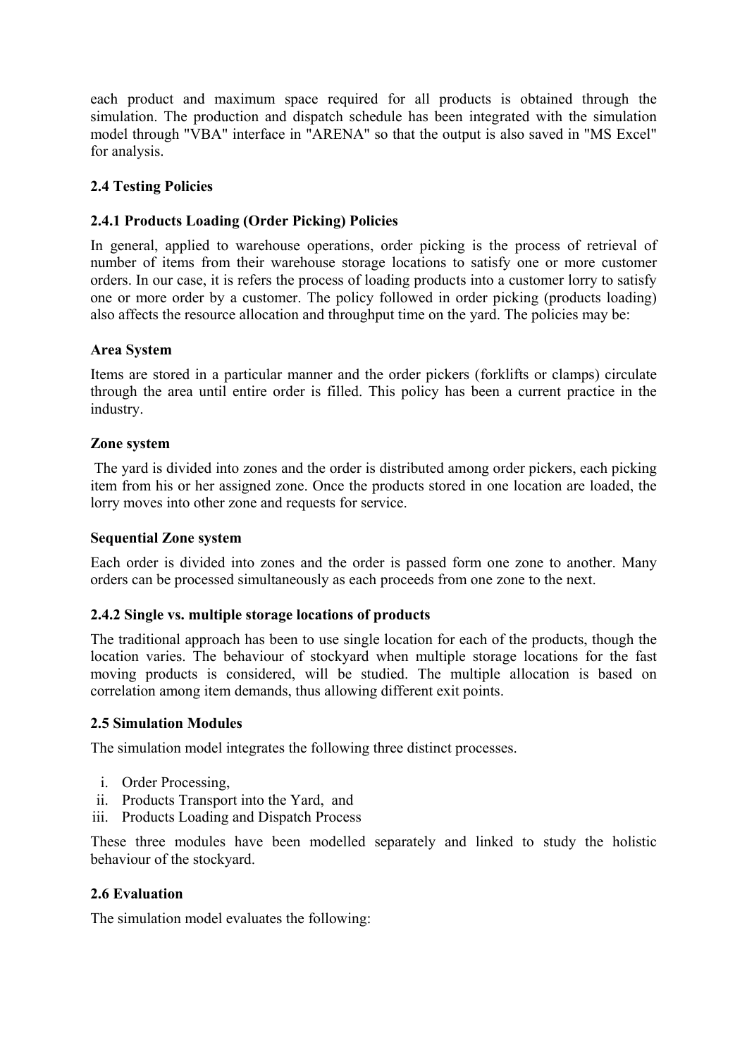each product and maximum space required for all products is obtained through the simulation. The production and dispatch schedule has been integrated with the simulation model through "VBA" interface in "ARENA" so that the output is also saved in "MS Excel" for analysis.

### 2.4 Testing Policies

#### 2.4.1 Products Loading (Order Picking) Policies

In general, applied to warehouse operations, order picking is the process of retrieval of number of items from their warehouse storage locations to satisfy one or more customer orders. In our case, it is refers the process of loading products into a customer lorry to satisfy one or more order by a customer. The policy followed in order picking (products loading) also affects the resource allocation and throughput time on the yard. The policies may be:

**Area System**

Items are stored in a particular manner and the order pickers (forklifts or clamps) circulate through the area until entire order is filled. This policy has been a current practice in the industry.

**Zone system**

The yard is divided into zones and the order is distributed among order pickers, each picking item from his or her assigned zone. Once the products stored in one location are loaded, the lorry moves into other zone and requests for service.

**Sequential Zone system**

Each order is divided into zones and the order is passed form one zone to another. Many orders can be processed simultaneously as each proceeds from one zone to the next.

#### 2.4.2 Single vs. multiple storage locations of products

The traditional approach has been to use single location for each of the products, though the location varies. The behaviour of stockyard when multiple storage locations for the fast moving products is considered, will be studied. The multiple allocation is based on correlation among item demands, thus allowing different exit points.

### 2.5 Simulation Modules

The simulation model integrates the following three distinct processes.

i. Order Processing,
ii. Products Transport into the Yard, and
iii. Products Loading and Dispatch Process

These three modules have been modelled separately and linked to study the holistic behaviour of the stockyard.

### 2.6 Evaluation

The simulation model evaluates the following: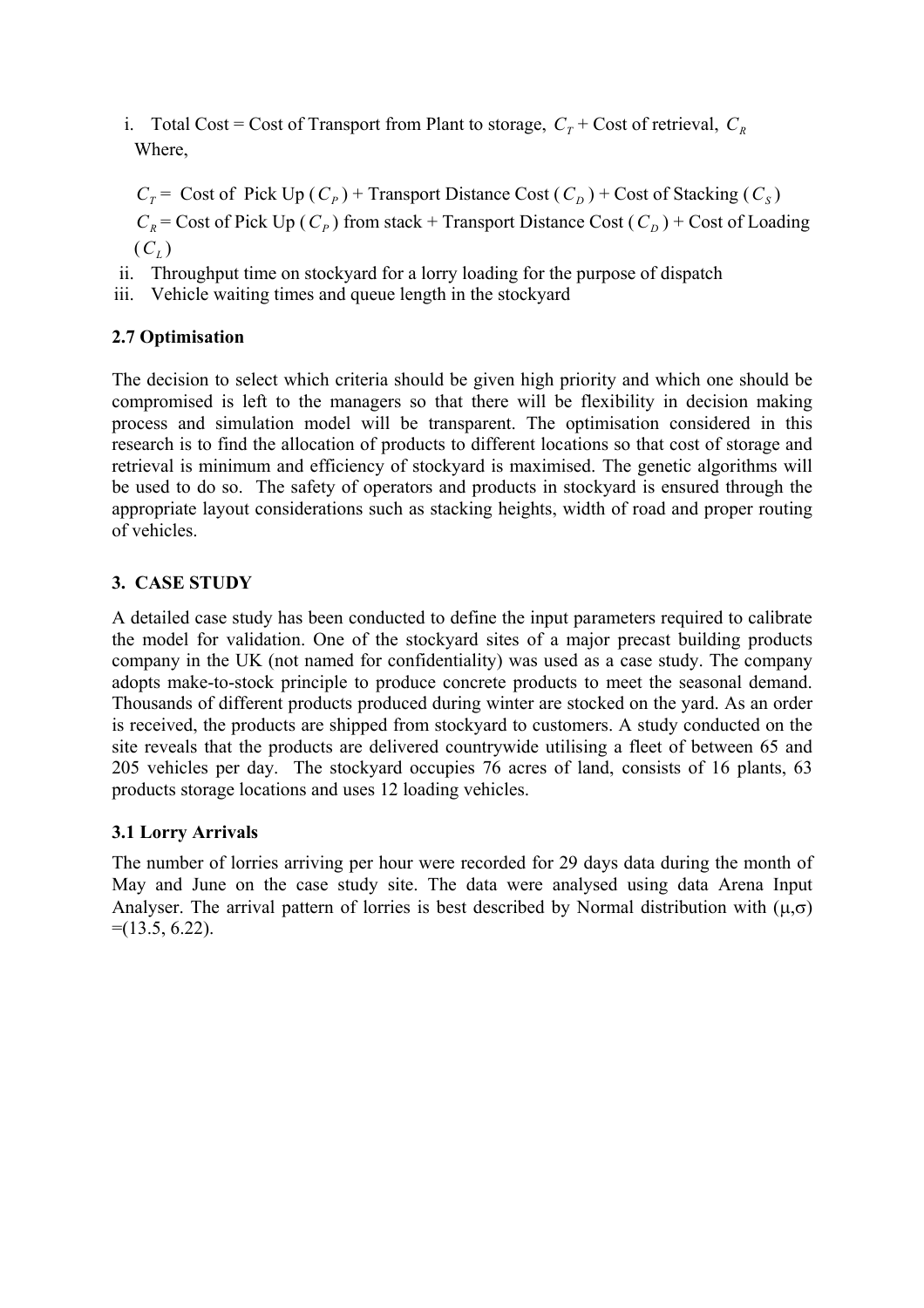i. Total Cost = Cost of Transport from Plant to storage, $C_T$ + Cost of retrieval, $C_R$
   Where,

   $C_T$ = Cost of Pick Up ($C_P$) + Transport Distance Cost ($C_D$) + Cost of Stacking ($C_S$)
   $C_R$ = Cost of Pick Up ($C_P$) from stack + Transport Distance Cost ($C_D$) + Cost of Loading ($C_L$)

ii. Throughput time on stockyard for a lorry loading for the purpose of dispatch
iii. Vehicle waiting times and queue length in the stockyard

### 2.7 Optimisation

The decision to select which criteria should be given high priority and which one should be compromised is left to the managers so that there will be flexibility in decision making process and simulation model will be transparent. The optimisation considered in this research is to find the allocation of products to different locations so that cost of storage and retrieval is minimum and efficiency of stockyard is maximised. The genetic algorithms will be used to do so. The safety of operators and products in stockyard is ensured through the appropriate layout considerations such as stacking heights, width of road and proper routing of vehicles.

## 3. CASE STUDY

A detailed case study has been conducted to define the input parameters required to calibrate the model for validation. One of the stockyard sites of a major precast building products company in the UK (not named for confidentiality) was used as a case study. The company adopts make-to-stock principle to produce concrete products to meet the seasonal demand. Thousands of different products produced during winter are stocked on the yard. As an order is received, the products are shipped from stockyard to customers. A study conducted on the site reveals that the products are delivered countrywide utilising a fleet of between 65 and 205 vehicles per day. The stockyard occupies 76 acres of land, consists of 16 plants, 63 products storage locations and uses 12 loading vehicles.

### 3.1 Lorry Arrivals

The number of lorries arriving per hour were recorded for 29 days data during the month of May and June on the case study site. The data were analysed using data Arena Input Analyser. The arrival pattern of lorries is best described by Normal distribution with $(\mu,\sigma) = (13.5, 6.22)$.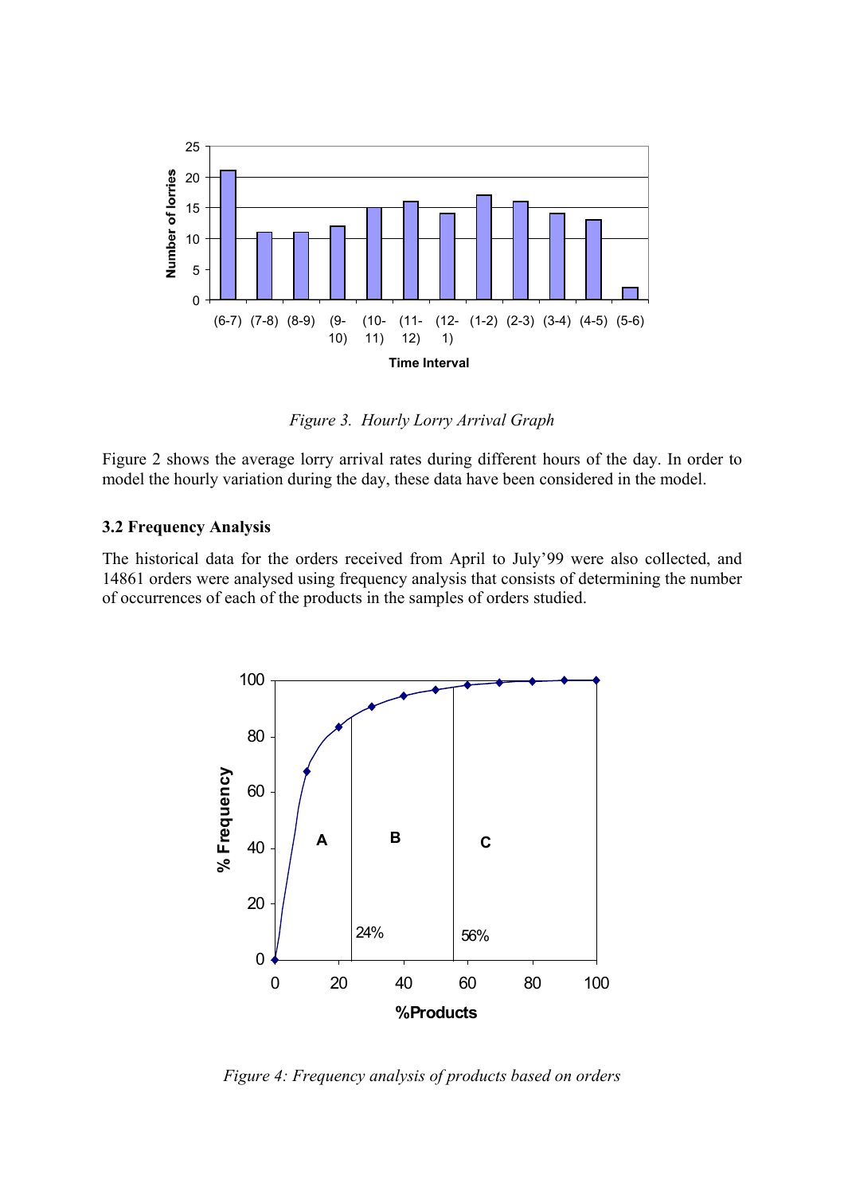*Figure 3. Hourly Lorry Arrival Graph*

Figure 2 shows the average lorry arrival rates during different hours of the day. In order to model the hourly variation during the day, these data have been considered in the model.

### 3.2 Frequency Analysis

The historical data for the orders received from April to July'99 were also collected, and 14861 orders were analysed using frequency analysis that consists of determining the number of occurrences of each of the products in the samples of orders studied.

*Figure 4: Frequency analysis of products based on orders*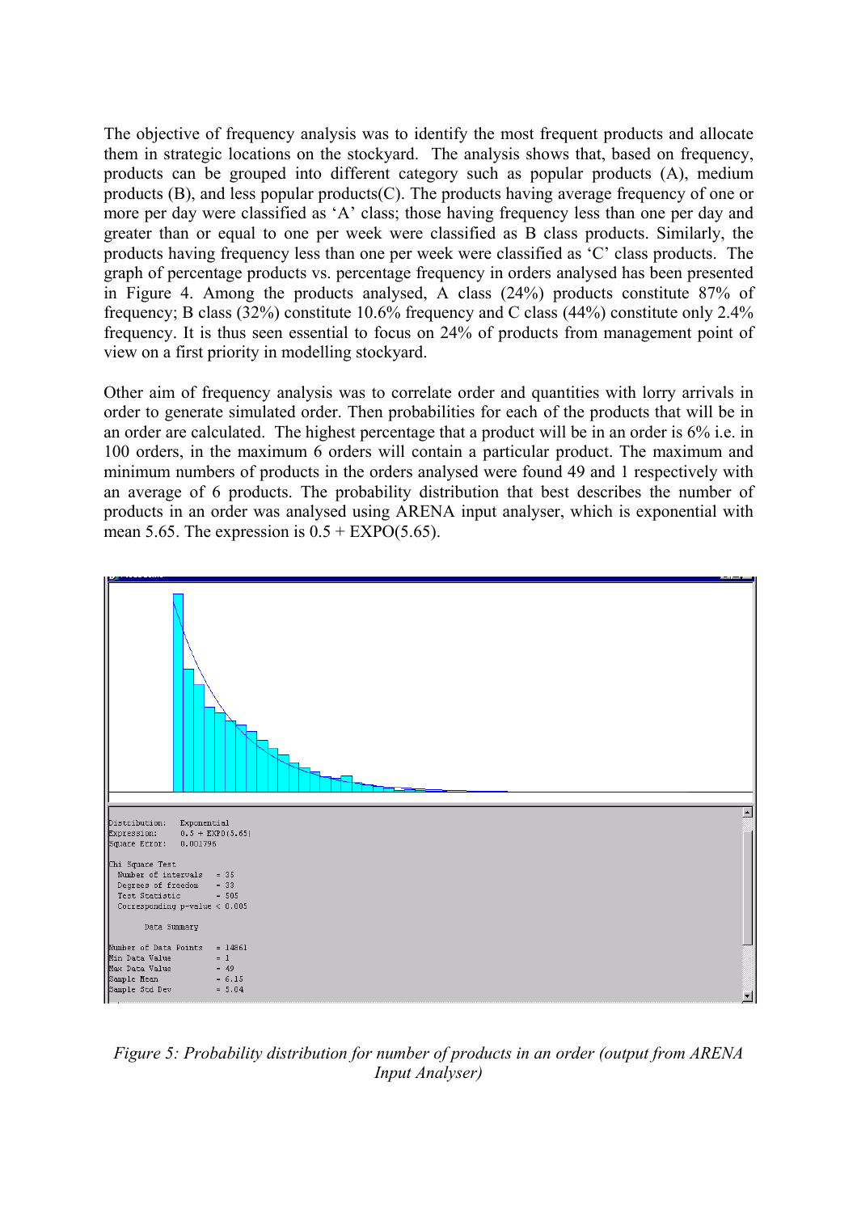The objective of frequency analysis was to identify the most frequent products and allocate them in strategic locations on the stockyard. The analysis shows that, based on frequency, products can be grouped into different category such as popular products (A), medium products (B), and less popular products(C). The products having average frequency of one or more per day were classified as 'A' class; those having frequency less than one per day and greater than or equal to one per week were classified as B class products. Similarly, the products having frequency less than one per week were classified as 'C' class products. The graph of percentage products vs. percentage frequency in orders analysed has been presented in Figure 4. Among the products analysed, A class (24%) products constitute 87% of frequency; B class (32%) constitute 10.6% frequency and C class (44%) constitute only 2.4% frequency. It is thus seen essential to focus on 24% of products from management point of view on a first priority in modelling stockyard.

Other aim of frequency analysis was to correlate order and quantities with lorry arrivals in order to generate simulated order. Then probabilities for each of the products that will be in an order are calculated. The highest percentage that a product will be in an order is 6% i.e. in 100 orders, in the maximum 6 orders will contain a particular product. The maximum and minimum numbers of products in the orders analysed were found 49 and 1 respectively with an average of 6 products. The probability distribution that best describes the number of products in an order was analysed using ARENA input analyser, which is exponential with mean 5.65. The expression is 0.5 + EXPO(5.65).

```
Distribution:   Exponential
Expression:     0.5 + EXPO(5.65)
Square Error:   0.001796

Chi Square Test
  Number of intervals   = 35
  Degrees of freedom    = 33
  Test Statistic        = 505
  Corresponding p-value < 0.005

        Data Summary

Number of Data Points   = 14861
Min Data Value          = 1
Max Data Value          = 49
Sample Mean             = 6.15
Sample Std Dev          = 5.04
```

*Figure 5: Probability distribution for number of products in an order (output from ARENA Input Analyser)*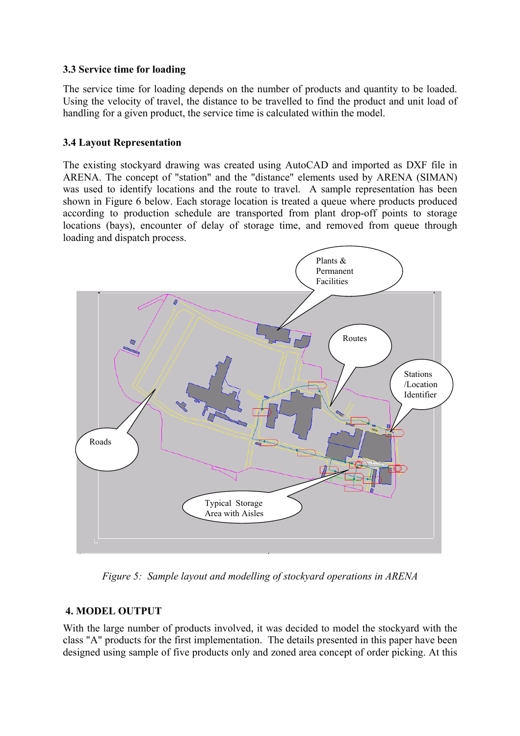### 3.3 Service time for loading

The service time for loading depends on the number of products and quantity to be loaded. Using the velocity of travel, the distance to be travelled to find the product and unit load of handling for a given product, the service time is calculated within the model.

### 3.4 Layout Representation

The existing stockyard drawing was created using AutoCAD and imported as DXF file in ARENA. The concept of "station" and the "distance" elements used by ARENA (SIMAN) was used to identify locations and the route to travel. A sample representation has been shown in Figure 6 below. Each storage location is treated a queue where products produced according to production schedule are transported from plant drop-off points to storage locations (bays), encounter of delay of storage time, and removed from queue through loading and dispatch process.

*Figure 5: Sample layout and modelling of stockyard operations in ARENA*

## 4. MODEL OUTPUT

With the large number of products involved, it was decided to model the stockyard with the class "A" products for the first implementation. The details presented in this paper have been designed using sample of five products only and zoned area concept of order picking. At this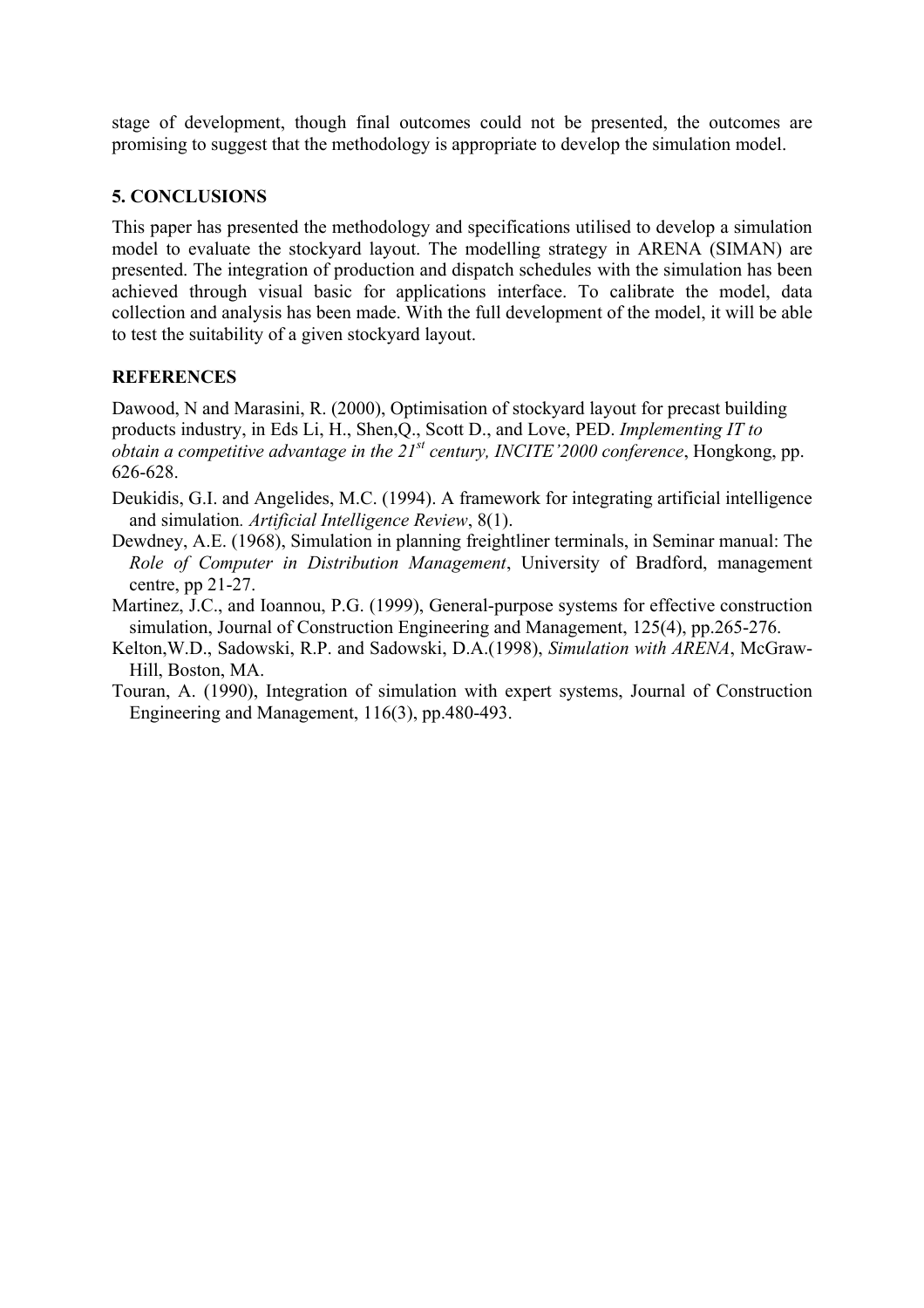stage of development, though final outcomes could not be presented, the outcomes are promising to suggest that the methodology is appropriate to develop the simulation model.

## 5. CONCLUSIONS

This paper has presented the methodology and specifications utilised to develop a simulation model to evaluate the stockyard layout. The modelling strategy in ARENA (SIMAN) are presented. The integration of production and dispatch schedules with the simulation has been achieved through visual basic for applications interface. To calibrate the model, data collection and analysis has been made. With the full development of the model, it will be able to test the suitability of a given stockyard layout.

## REFERENCES

Dawood, N and Marasini, R. (2000), Optimisation of stockyard layout for precast building products industry, in Eds Li, H., Shen,Q., Scott D., and Love, PED. *Implementing IT to obtain a competitive advantage in the 21st century, INCITE'2000 conference*, Hongkong, pp. 626-628.

Deukidis, G.I. and Angelides, M.C. (1994). A framework for integrating artificial intelligence and simulation. *Artificial Intelligence Review*, 8(1).

Dewdney, A.E. (1968), Simulation in planning freightliner terminals, in Seminar manual: The *Role of Computer in Distribution Management*, University of Bradford, management centre, pp 21-27.

Martinez, J.C., and Ioannou, P.G. (1999), General-purpose systems for effective construction simulation, Journal of Construction Engineering and Management, 125(4), pp.265-276.

Kelton,W.D., Sadowski, R.P. and Sadowski, D.A.(1998), *Simulation with ARENA*, McGraw-Hill, Boston, MA.

Touran, A. (1990), Integration of simulation with expert systems, Journal of Construction Engineering and Management, 116(3), pp.480-493.